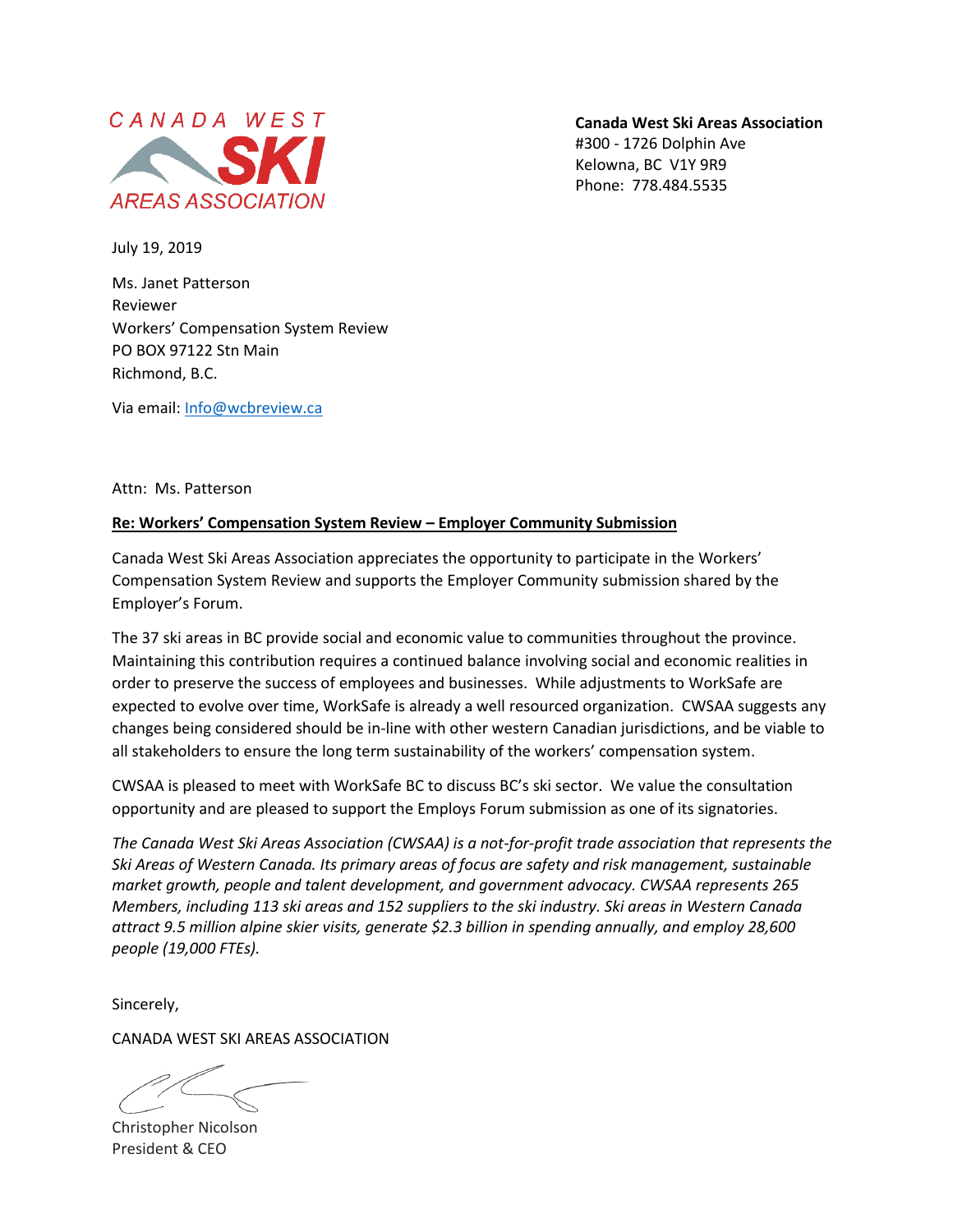CANADA WEST SKI AREAS ASSOCIATION

**Canada West Ski Areas Association**
#300 - 1726 Dolphin Ave
Kelowna, BC V1Y 9R9
Phone: 778.484.5535

July 19, 2019

Ms. Janet Patterson
Reviewer
Workers' Compensation System Review
PO BOX 97122 Stn Main
Richmond, B.C.

Via email: Info@wcbreview.ca

Attn: Ms. Patterson

**Re: Workers' Compensation System Review – Employer Community Submission**

Canada West Ski Areas Association appreciates the opportunity to participate in the Workers' Compensation System Review and supports the Employer Community submission shared by the Employer's Forum.

The 37 ski areas in BC provide social and economic value to communities throughout the province. Maintaining this contribution requires a continued balance involving social and economic realities in order to preserve the success of employees and businesses. While adjustments to WorkSafe are expected to evolve over time, WorkSafe is already a well resourced organization. CWSAA suggests any changes being considered should be in-line with other western Canadian jurisdictions, and be viable to all stakeholders to ensure the long term sustainability of the workers' compensation system.

CWSAA is pleased to meet with WorkSafe BC to discuss BC's ski sector. We value the consultation opportunity and are pleased to support the Employs Forum submission as one of its signatories.

*The Canada West Ski Areas Association (CWSAA) is a not-for-profit trade association that represents the Ski Areas of Western Canada. Its primary areas of focus are safety and risk management, sustainable market growth, people and talent development, and government advocacy. CWSAA represents 265 Members, including 113 ski areas and 152 suppliers to the ski industry. Ski areas in Western Canada attract 9.5 million alpine skier visits, generate $2.3 billion in spending annually, and employ 28,600 people (19,000 FTEs).*

Sincerely,

CANADA WEST SKI AREAS ASSOCIATION

Christopher Nicolson
President & CEO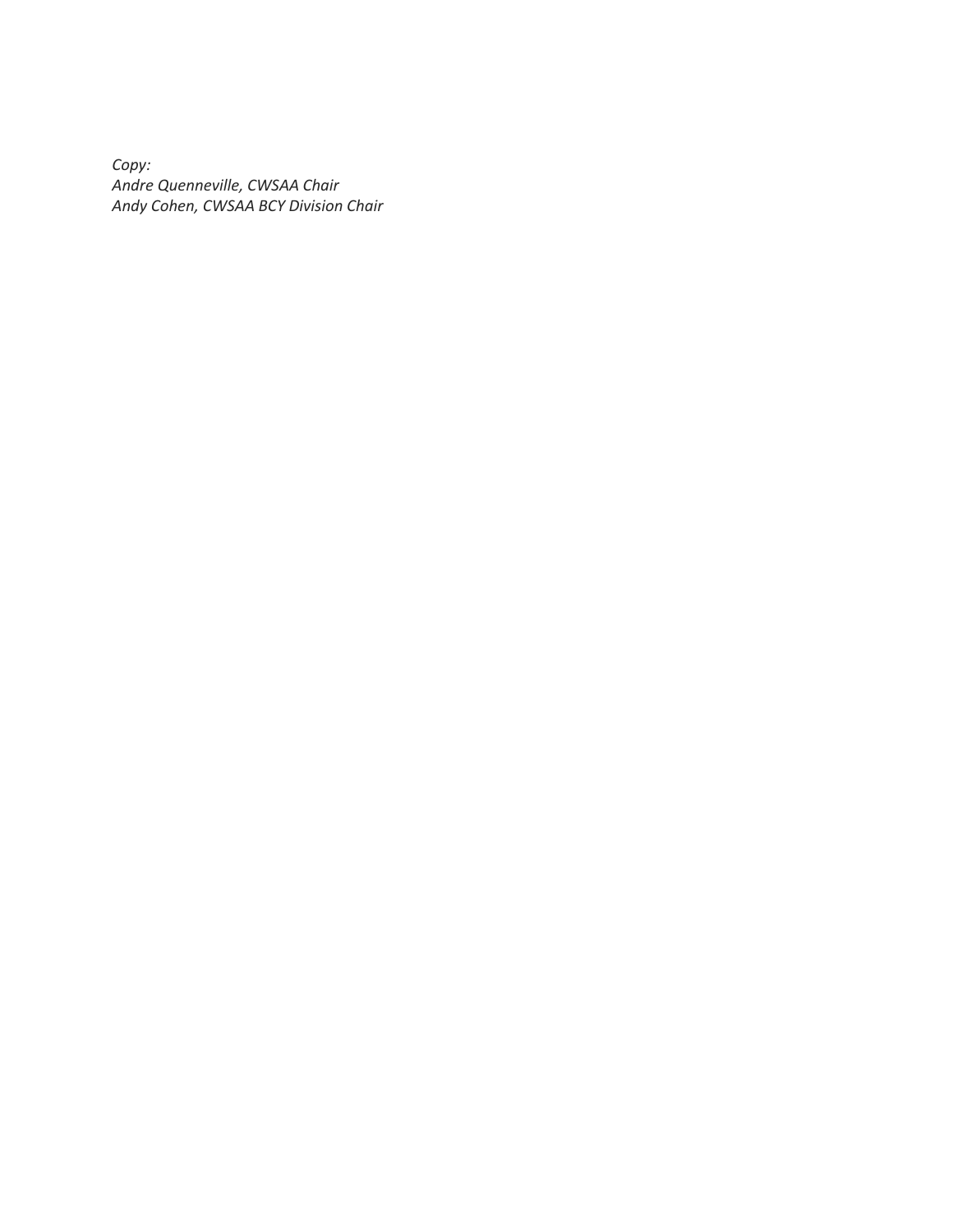*Copy:*
*Andre Quenneville, CWSAA Chair*
*Andy Cohen, CWSAA BCY Division Chair*